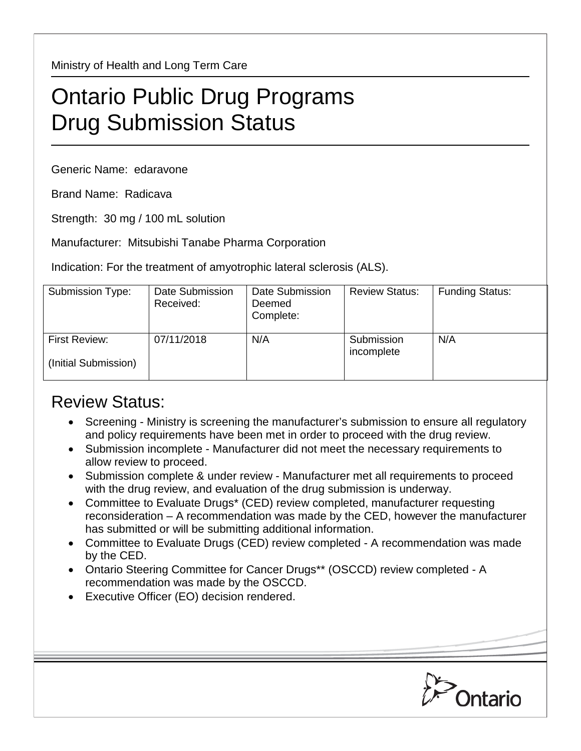Ministry of Health and Long Term Care

# Ontario Public Drug Programs
# Drug Submission Status

Generic Name: edaravone

Brand Name: Radicava

Strength: 30 mg / 100 mL solution

Manufacturer: Mitsubishi Tanabe Pharma Corporation

Indication: For the treatment of amyotrophic lateral sclerosis (ALS).

| Submission Type: | Date Submission Received: | Date Submission Deemed Complete: | Review Status: | Funding Status: |
|---|---|---|---|---|
| First Review: (Initial Submission) | 07/11/2018 | N/A | Submission incomplete | N/A |

## Review Status:

- Screening - Ministry is screening the manufacturer's submission to ensure all regulatory and policy requirements have been met in order to proceed with the drug review.
- Submission incomplete - Manufacturer did not meet the necessary requirements to allow review to proceed.
- Submission complete & under review - Manufacturer met all requirements to proceed with the drug review, and evaluation of the drug submission is underway.
- Committee to Evaluate Drugs* (CED) review completed, manufacturer requesting reconsideration – A recommendation was made by the CED, however the manufacturer has submitted or will be submitting additional information.
- Committee to Evaluate Drugs (CED) review completed - A recommendation was made by the CED.
- Ontario Steering Committee for Cancer Drugs** (OSCCD) review completed - A recommendation was made by the OSCCD.
- Executive Officer (EO) decision rendered.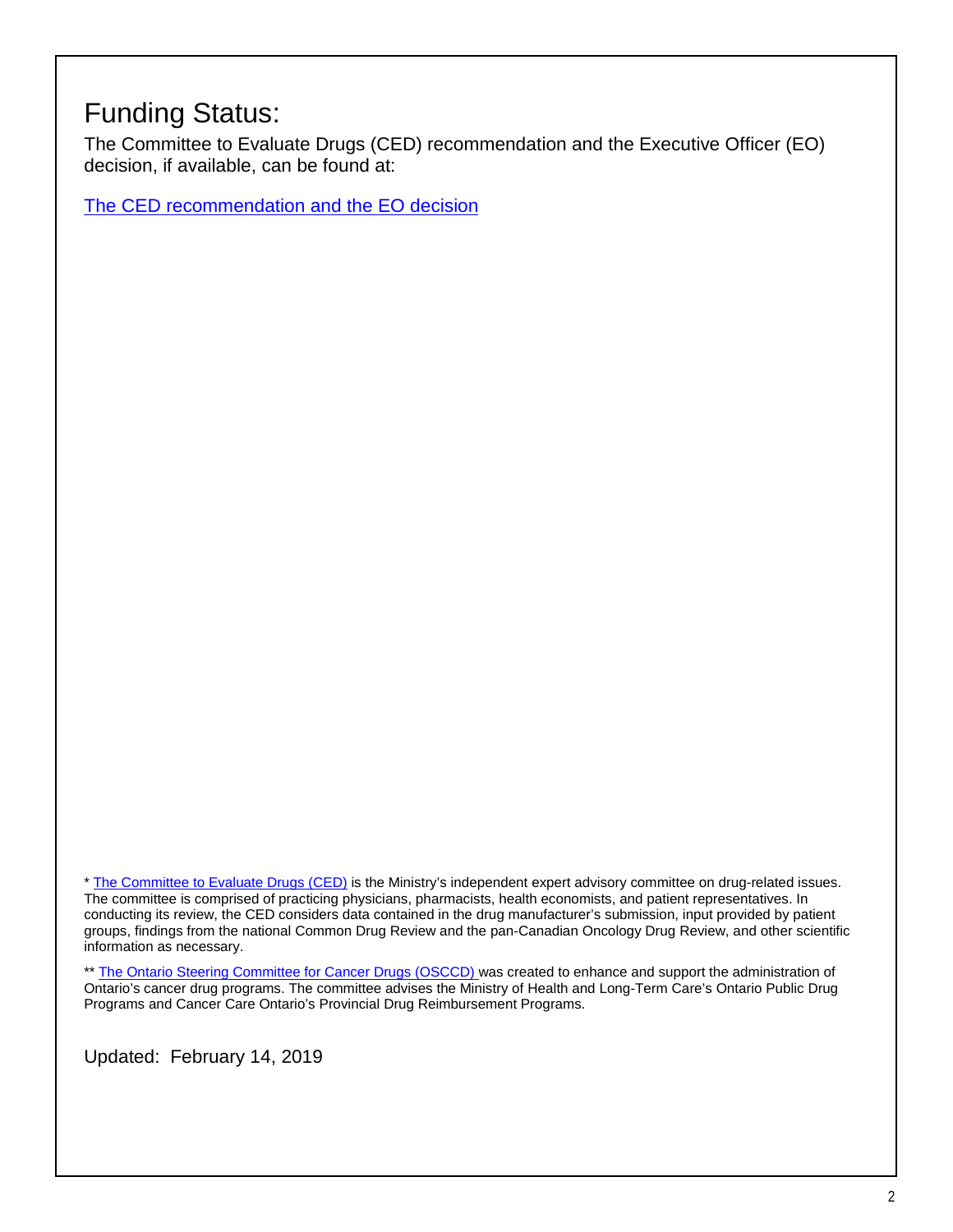# Funding Status:

The Committee to Evaluate Drugs (CED) recommendation and the Executive Officer (EO) decision, if available, can be found at:

[The CED recommendation and the EO decision]

* [The Committee to Evaluate Drugs (CED)] is the Ministry's independent expert advisory committee on drug-related issues. The committee is comprised of practicing physicians, pharmacists, health economists, and patient representatives. In conducting its review, the CED considers data contained in the drug manufacturer's submission, input provided by patient groups, findings from the national Common Drug Review and the pan-Canadian Oncology Drug Review, and other scientific information as necessary.

** [The Ontario Steering Committee for Cancer Drugs (OSCCD)] was created to enhance and support the administration of Ontario's cancer drug programs. The committee advises the Ministry of Health and Long-Term Care's Ontario Public Drug Programs and Cancer Care Ontario's Provincial Drug Reimbursement Programs.

Updated: February 14, 2019